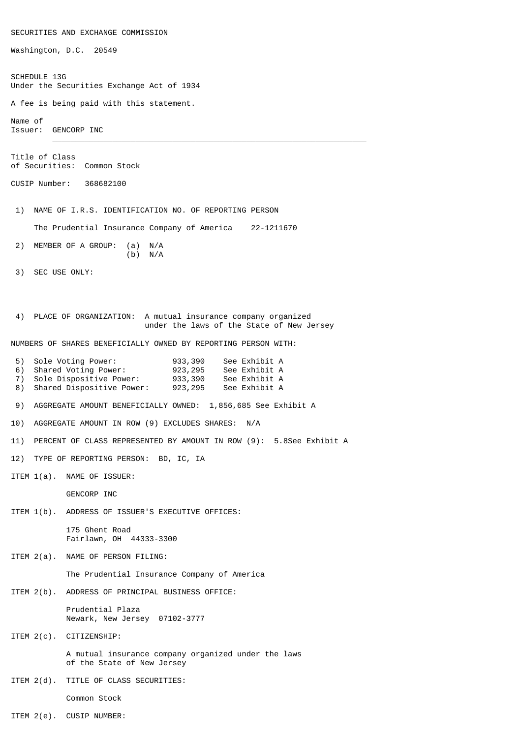SECURITIES AND EXCHANGE COMMISSION

Washington, D.C. 20549

SCHEDULE 13G
Under the Securities Exchange Act of 1934

A fee is being paid with this statement.

Name of
Issuer: GENCORP INC

Title of Class
of Securities: Common Stock

CUSIP Number: 368682100

1) NAME OF I.R.S. IDENTIFICATION NO. OF REPORTING PERSON

The Prudential Insurance Company of America 22-1211670

2) MEMBER OF A GROUP: (a) N/A
(b) N/A

3) SEC USE ONLY:

4) PLACE OF ORGANIZATION: A mutual insurance company organized under the laws of the State of New Jersey

NUMBERS OF SHARES BENEFICIALLY OWNED BY REPORTING PERSON WITH:

| | | | |
|---|---|---|---|
| 5) | Sole Voting Power: | 933,390 | See Exhibit A |
| 6) | Shared Voting Power: | 923,295 | See Exhibit A |
| 7) | Sole Dispositive Power: | 933,390 | See Exhibit A |
| 8) | Shared Dispositive Power: | 923,295 | See Exhibit A |

9) AGGREGATE AMOUNT BENEFICIALLY OWNED: 1,856,685 See Exhibit A

10) AGGREGATE AMOUNT IN ROW (9) EXCLUDES SHARES: N/A

11) PERCENT OF CLASS REPRESENTED BY AMOUNT IN ROW (9): 5.8See Exhibit A

12) TYPE OF REPORTING PERSON: BD, IC, IA

ITEM 1(a). NAME OF ISSUER:

GENCORP INC

ITEM 1(b). ADDRESS OF ISSUER'S EXECUTIVE OFFICES:

175 Ghent Road
Fairlawn, OH 44333-3300

ITEM 2(a). NAME OF PERSON FILING:

The Prudential Insurance Company of America

ITEM 2(b). ADDRESS OF PRINCIPAL BUSINESS OFFICE:

Prudential Plaza
Newark, New Jersey 07102-3777

ITEM 2(c). CITIZENSHIP:

A mutual insurance company organized under the laws of the State of New Jersey

ITEM 2(d). TITLE OF CLASS SECURITIES:

Common Stock

ITEM 2(e). CUSIP NUMBER: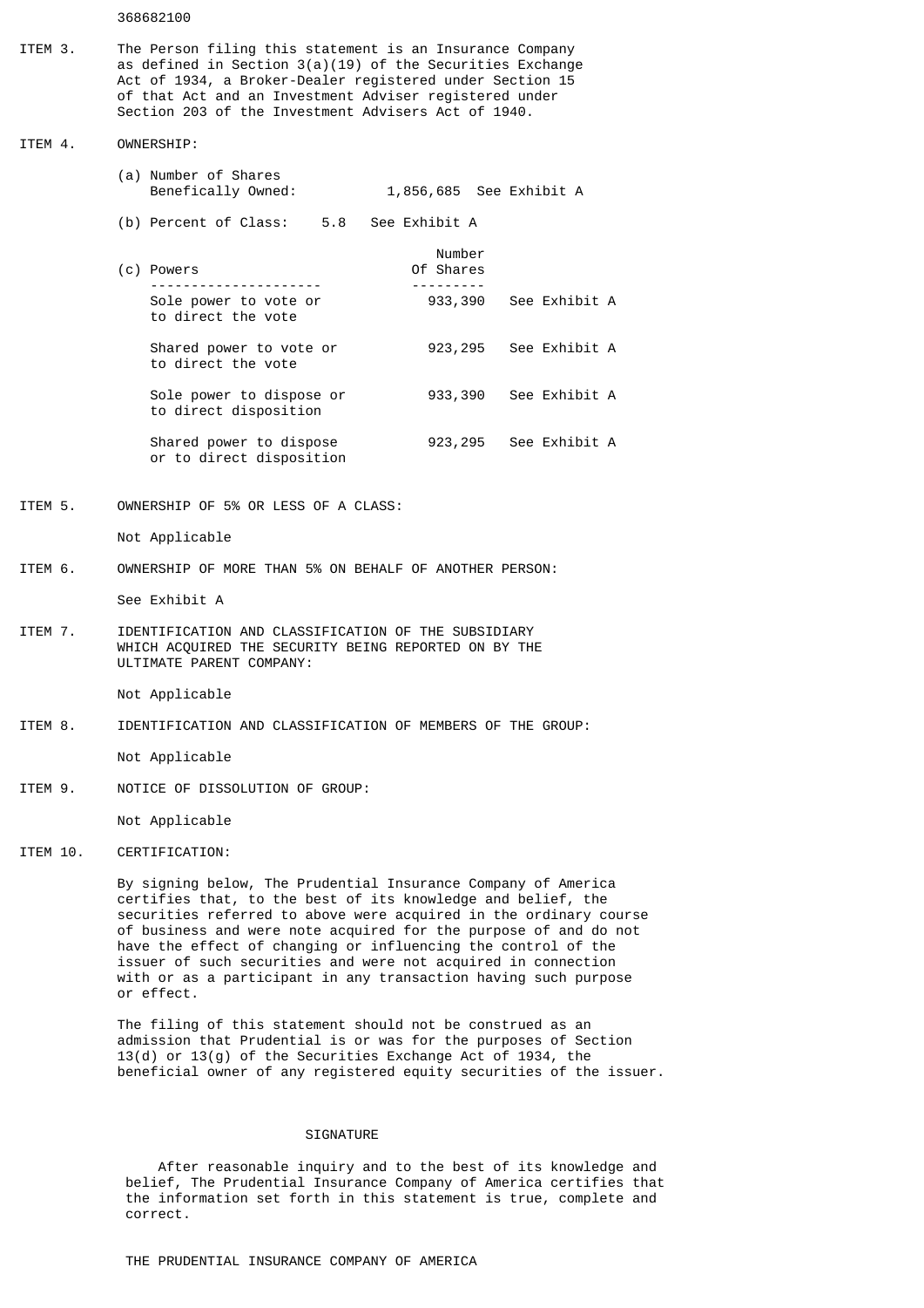368682100

ITEM 3. The Person filing this statement is an Insurance Company as defined in Section 3(a)(19) of the Securities Exchange Act of 1934, a Broker-Dealer registered under Section 15 of that Act and an Investment Adviser registered under Section 203 of the Investment Advisers Act of 1940.

ITEM 4. OWNERSHIP:

(a) Number of Shares Benefically Owned: 1,856,685 See Exhibit A

(b) Percent of Class: 5.8 See Exhibit A

| (c) Powers | Number Of Shares | |
|---|---|---|
| Sole power to vote or to direct the vote | 933,390 | See Exhibit A |
| Shared power to vote or to direct the vote | 923,295 | See Exhibit A |
| Sole power to dispose or to direct disposition | 933,390 | See Exhibit A |
| Shared power to dispose or to direct disposition | 923,295 | See Exhibit A |

ITEM 5. OWNERSHIP OF 5% OR LESS OF A CLASS:

Not Applicable

ITEM 6. OWNERSHIP OF MORE THAN 5% ON BEHALF OF ANOTHER PERSON:

See Exhibit A

ITEM 7. IDENTIFICATION AND CLASSIFICATION OF THE SUBSIDIARY WHICH ACQUIRED THE SECURITY BEING REPORTED ON BY THE ULTIMATE PARENT COMPANY:

Not Applicable

ITEM 8. IDENTIFICATION AND CLASSIFICATION OF MEMBERS OF THE GROUP:

Not Applicable

ITEM 9. NOTICE OF DISSOLUTION OF GROUP:

Not Applicable

ITEM 10. CERTIFICATION:

By signing below, The Prudential Insurance Company of America certifies that, to the best of its knowledge and belief, the securities referred to above were acquired in the ordinary course of business and were note acquired for the purpose of and do not have the effect of changing or influencing the control of the issuer of such securities and were not acquired in connection with or as a participant in any transaction having such purpose or effect.

The filing of this statement should not be construed as an admission that Prudential is or was for the purposes of Section 13(d) or 13(g) of the Securities Exchange Act of 1934, the beneficial owner of any registered equity securities of the issuer.

SIGNATURE

After reasonable inquiry and to the best of its knowledge and belief, The Prudential Insurance Company of America certifies that the information set forth in this statement is true, complete and correct.

THE PRUDENTIAL INSURANCE COMPANY OF AMERICA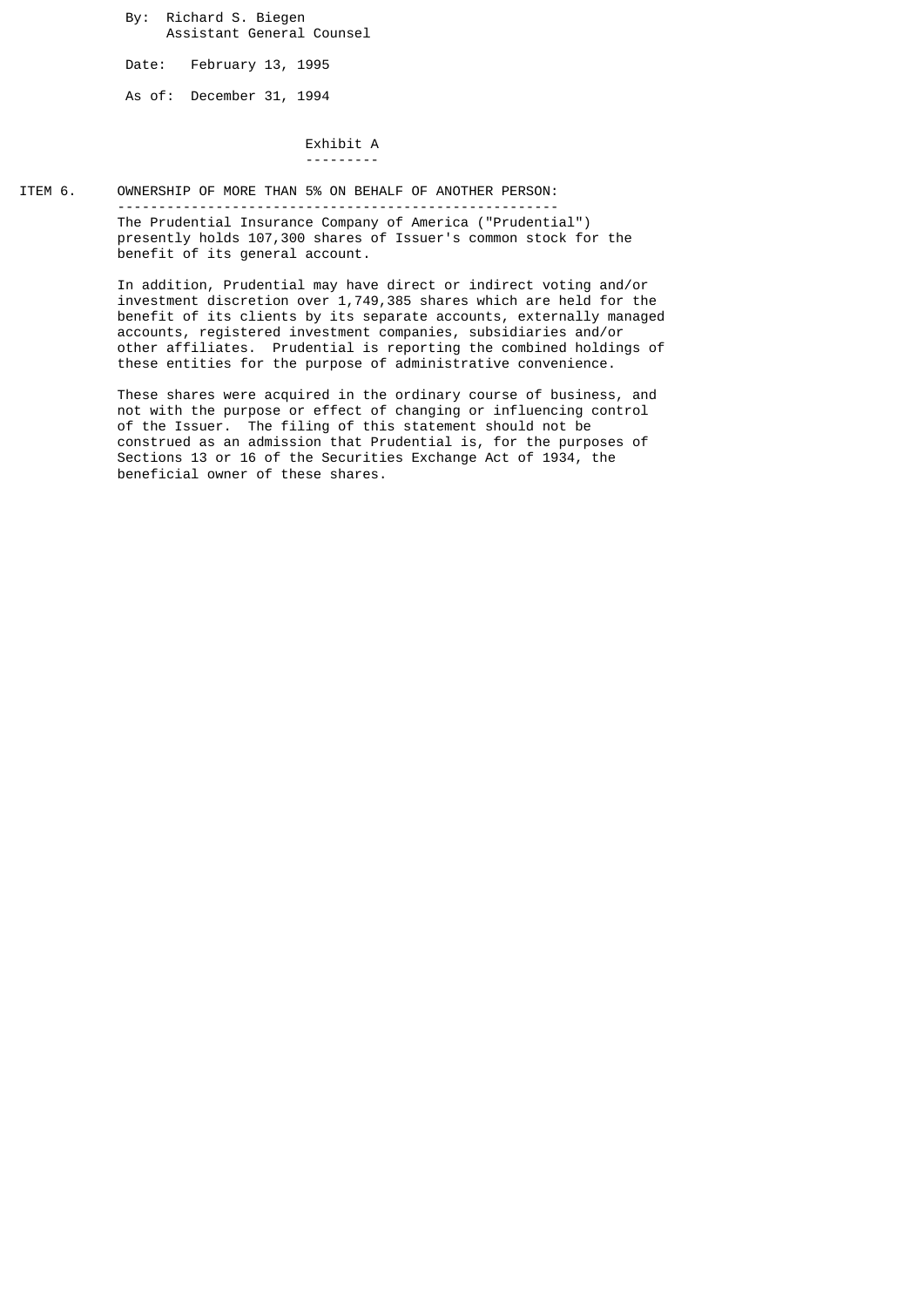By: Richard S. Biegen
Assistant General Counsel

Date: February 13, 1995

As of: December 31, 1994

## Exhibit A

**ITEM 6. OWNERSHIP OF MORE THAN 5% ON BEHALF OF ANOTHER PERSON:**

The Prudential Insurance Company of America ("Prudential") presently holds 107,300 shares of Issuer's common stock for the benefit of its general account.

In addition, Prudential may have direct or indirect voting and/or investment discretion over 1,749,385 shares which are held for the benefit of its clients by its separate accounts, externally managed accounts, registered investment companies, subsidiaries and/or other affiliates. Prudential is reporting the combined holdings of these entities for the purpose of administrative convenience.

These shares were acquired in the ordinary course of business, and not with the purpose or effect of changing or influencing control of the Issuer. The filing of this statement should not be construed as an admission that Prudential is, for the purposes of Sections 13 or 16 of the Securities Exchange Act of 1934, the beneficial owner of these shares.